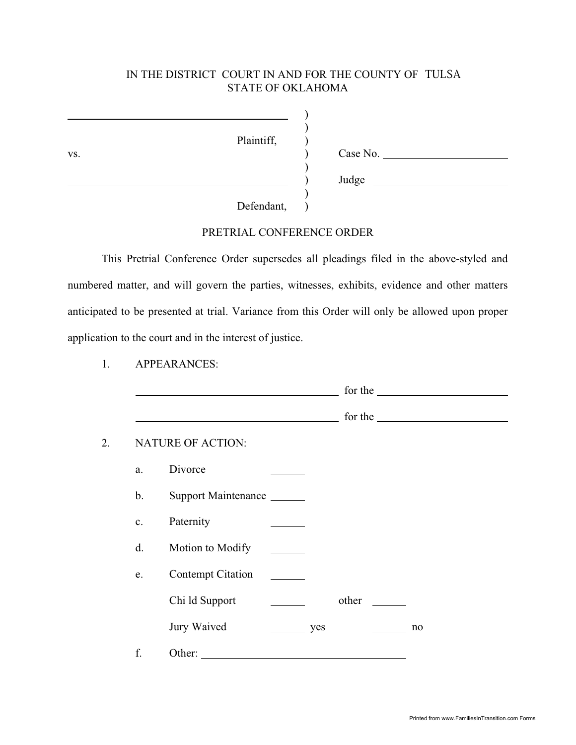IN THE DISTRICT COURT IN AND FOR THE COUNTY OF TULSA
STATE OF OKLAHOMA

\_\_\_\_\_\_\_\_\_\_\_\_\_\_\_\_\_\_\_\_\_\_\_\_\_\_\_\_\_\_\_\_\_\_\_\_\_\_\_\_ )
)
Plaintiff, )
vs. ) Case No. \_\_\_\_\_\_\_\_\_\_\_\_\_\_\_\_\_\_\_\_\_\_
)
\_\_\_\_\_\_\_\_\_\_\_\_\_\_\_\_\_\_\_\_\_\_\_\_\_\_\_\_\_\_\_\_\_\_\_\_\_\_\_\_ ) Judge \_\_\_\_\_\_\_\_\_\_\_\_\_\_\_\_\_\_\_\_\_\_\_\_\_\_
)
Defendant, )

PRETRIAL CONFERENCE ORDER

This Pretrial Conference Order supersedes all pleadings filed in the above-styled and numbered matter, and will govern the parties, witnesses, exhibits, evidence and other matters anticipated to be presented at trial. Variance from this Order will only be allowed upon proper application to the court and in the interest of justice.

1. APPEARANCES:

\_\_\_\_\_\_\_\_\_\_\_\_\_\_\_\_\_\_\_\_\_\_\_\_\_\_\_\_\_\_\_\_\_\_\_\_\_\_\_\_ for the \_\_\_\_\_\_\_\_\_\_\_\_\_\_\_\_\_\_\_\_\_\_\_\_\_\_\_\_\_\_

\_\_\_\_\_\_\_\_\_\_\_\_\_\_\_\_\_\_\_\_\_\_\_\_\_\_\_\_\_\_\_\_\_\_\_\_\_\_\_\_ for the \_\_\_\_\_\_\_\_\_\_\_\_\_\_\_\_\_\_\_\_\_\_\_\_\_\_\_\_\_\_

2. NATURE OF ACTION:

a. Divorce \_\_\_\_\_\_

b. Support Maintenance \_\_\_\_\_\_

c. Paternity \_\_\_\_\_\_

d. Motion to Modify \_\_\_\_\_\_

e. Contempt Citation \_\_\_\_\_\_

Chi ld Support \_\_\_\_\_\_ other \_\_\_\_\_\_

Jury Waived \_\_\_\_\_\_ yes \_\_\_\_\_\_ no

f. Other: \_\_\_\_\_\_\_\_\_\_\_\_\_\_\_\_\_\_\_\_\_\_\_\_\_\_\_\_\_\_\_\_\_\_\_\_\_\_

Printed from www.FamiliesInTransition.com Forms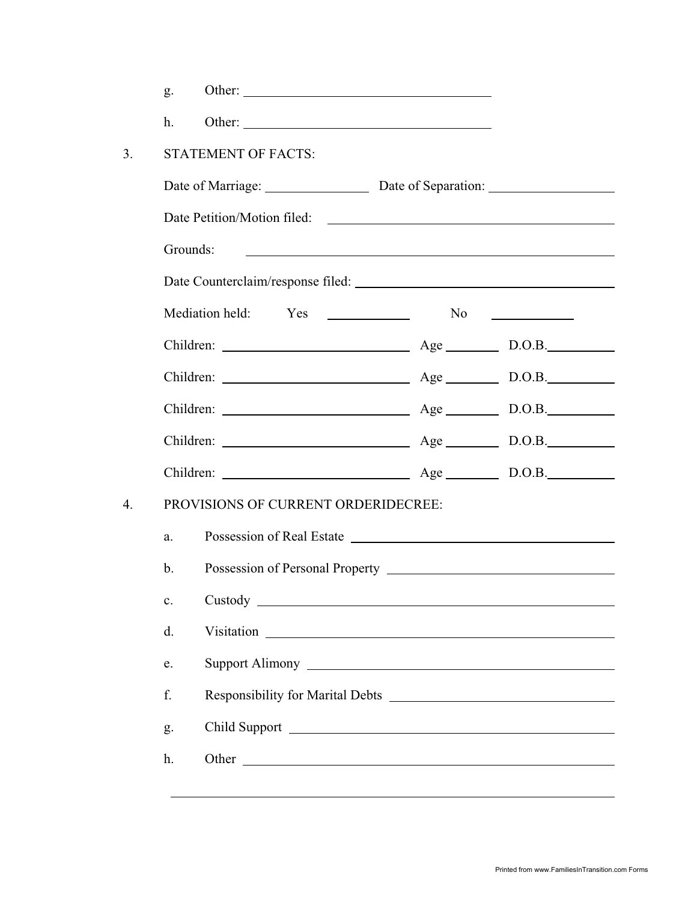g. Other: ____________________________________

h. Other: ____________________________________

3. STATEMENT OF FACTS:

Date of Marriage: _______________ Date of Separation: _________________

Date Petition/Motion filed: ________________________________________

Grounds: ________________________________________________

Date Counterclaim/response filed: ____________________________________

Mediation held: Yes ___________ No ___________

Children: ___________________________ Age _______ D.O.B.__________

Children: ___________________________ Age _______ D.O.B.__________

Children: ___________________________ Age _______ D.O.B.__________

Children: ___________________________ Age _______ D.O.B.__________

Children: ___________________________ Age _______ D.O.B.__________

4. PROVISIONS OF CURRENT ORDERIDECREE:

a. Possession of Real Estate ____________________________________

b. Possession of Personal Property ________________________________

c. Custody ______________________________________________

d. Visitation ____________________________________________

e. Support Alimony ________________________________________

f. Responsibility for Marital Debts _________________________________

g. Child Support __________________________________________

h. Other ________________________________________________

_____________________________________________________________

Printed from www.FamiliesInTransition.com Forms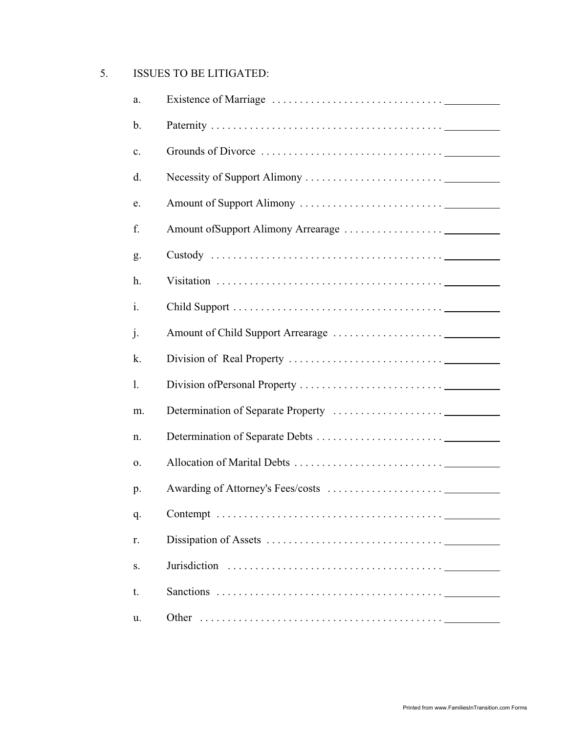5. ISSUES TO BE LITIGATED:

a. Existence of Marriage . . . . . . . . . . . . . . . . . . . . . . . . . . . . . . ______

b. Paternity . . . . . . . . . . . . . . . . . . . . . . . . . . . . . . . . . . . . . . . . . ______

c. Grounds of Divorce . . . . . . . . . . . . . . . . . . . . . . . . . . . . . . . . ______

d. Necessity of Support Alimony . . . . . . . . . . . . . . . . . . . . . . . . . ______

e. Amount of Support Alimony . . . . . . . . . . . . . . . . . . . . . . . . . . ______

f. Amount ofSupport Alimony Arrearage . . . . . . . . . . . . . . . . . . ______

g. Custody . . . . . . . . . . . . . . . . . . . . . . . . . . . . . . . . . . . . . . . . . ______

h. Visitation . . . . . . . . . . . . . . . . . . . . . . . . . . . . . . . . . . . . . . . . ______

i. Child Support . . . . . . . . . . . . . . . . . . . . . . . . . . . . . . . . . . . . . ______

j. Amount of Child Support Arrearage . . . . . . . . . . . . . . . . . . . . ______

k. Division of Real Property . . . . . . . . . . . . . . . . . . . . . . . . . . . . ______

l. Division ofPersonal Property . . . . . . . . . . . . . . . . . . . . . . . . . . ______

m. Determination of Separate Property . . . . . . . . . . . . . . . . . . . . ______

n. Determination of Separate Debts . . . . . . . . . . . . . . . . . . . . . . . ______

o. Allocation of Marital Debts . . . . . . . . . . . . . . . . . . . . . . . . . . . ______

p. Awarding of Attorney's Fees/costs . . . . . . . . . . . . . . . . . . . . . ______

q. Contempt . . . . . . . . . . . . . . . . . . . . . . . . . . . . . . . . . . . . . . . . ______

r. Dissipation of Assets . . . . . . . . . . . . . . . . . . . . . . . . . . . . . . . . ______

s. Jurisdiction . . . . . . . . . . . . . . . . . . . . . . . . . . . . . . . . . . . . . . . ______

t. Sanctions . . . . . . . . . . . . . . . . . . . . . . . . . . . . . . . . . . . . . . . . ______

u. Other . . . . . . . . . . . . . . . . . . . . . . . . . . . . . . . . . . . . . . . . . . ______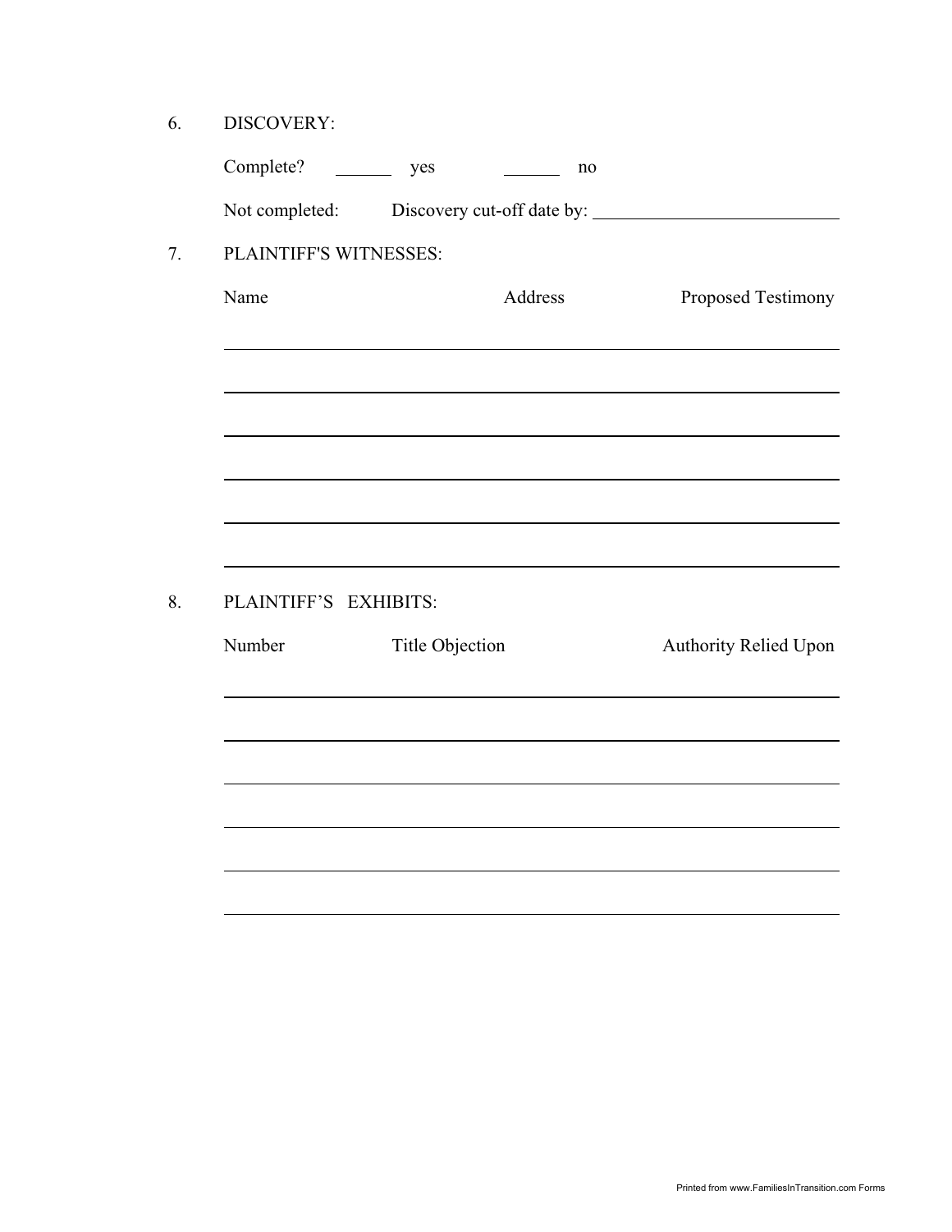6. DISCOVERY:

Complete? ______ yes ______ no

Not completed: Discovery cut-off date by: ___________________________

7. PLAINTIFF'S WITNESSES:

| Name | Address | Proposed Testimony |
|---|---|---|
| | | |
| | | |
| | | |
| | | |
| | | |
| | | |

8. PLAINTIFF'S EXHIBITS:

| Number | Title Objection | Authority Relied Upon |
|---|---|---|
| | | |
| | | |
| | | |
| | | |
| | | |
| | | |

Printed from www.FamiliesInTransition.com Forms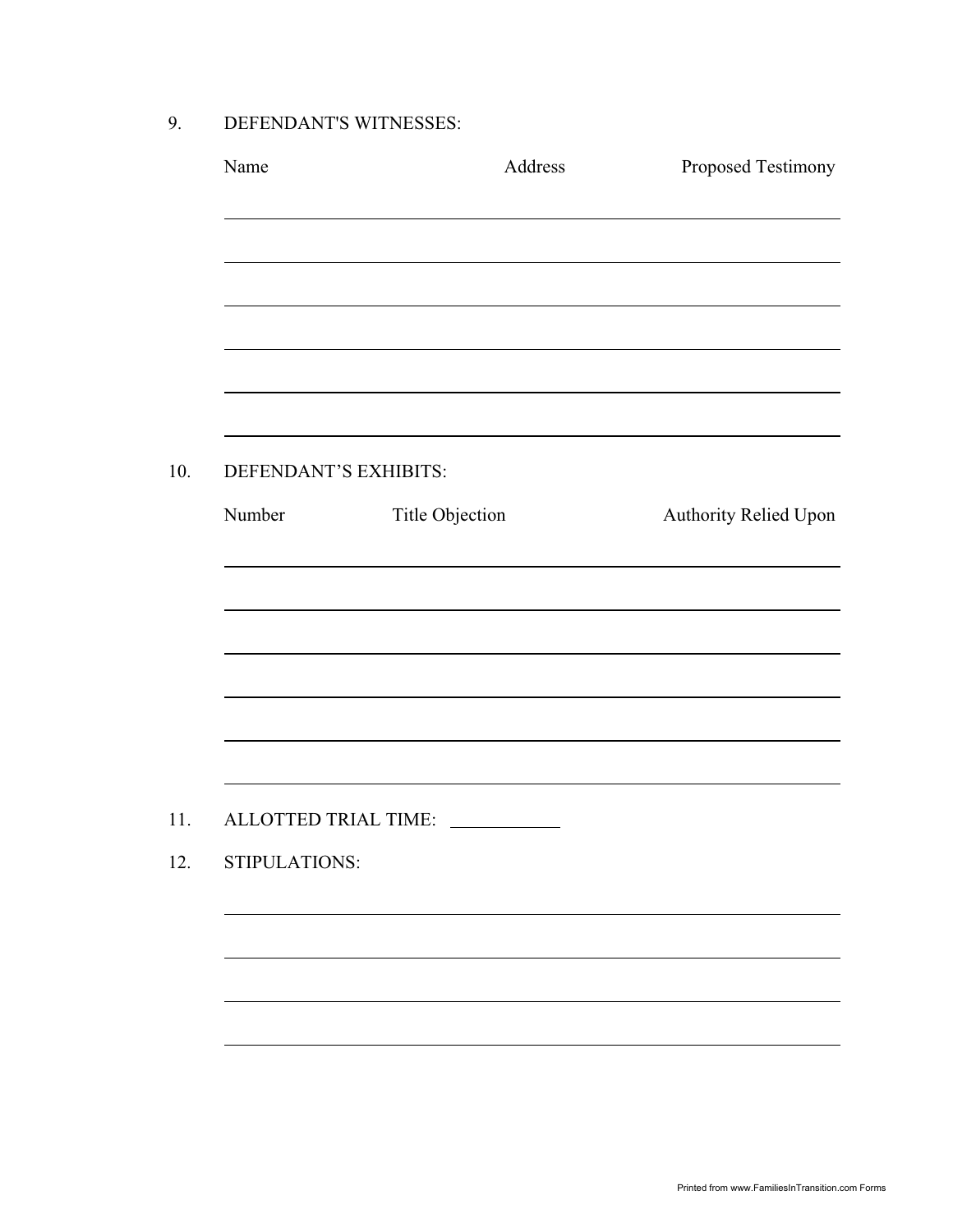9. DEFENDANT'S WITNESSES:

| Name | Address | Proposed Testimony |
|---|---|---|
| | | |
| | | |
| | | |
| | | |
| | | |
| | | |

10. DEFENDANT'S EXHIBITS:

| Number | Title Objection | Authority Relied Upon |
|---|---|---|
| | | |
| | | |
| | | |
| | | |
| | | |
| | | |

11. ALLOTTED TRIAL TIME: ____________

12. STIPULATIONS:

______________________________________________________________

______________________________________________________________

______________________________________________________________

______________________________________________________________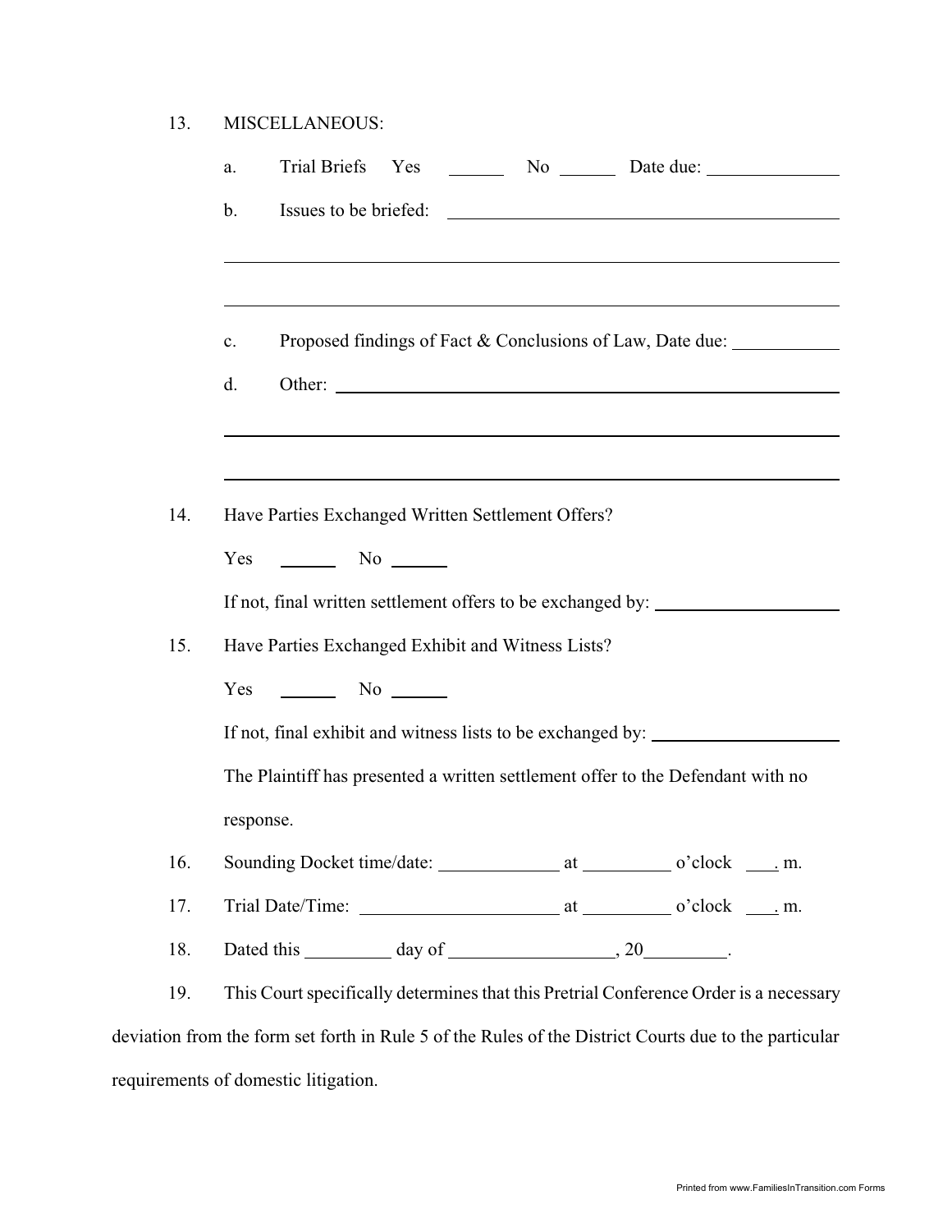13. MISCELLANEOUS:

    a. Trial Briefs Yes ______ No ______ Date due: ______________

    b. Issues to be briefed: ____________________________________________

    ________________________________________________________________

    ________________________________________________________________

    c. Proposed findings of Fact & Conclusions of Law, Date due: ___________

    d. Other: ______________________________________________________

    ________________________________________________________________

    ________________________________________________________________

14. Have Parties Exchanged Written Settlement Offers?

    Yes ______ No ______

    If not, final written settlement offers to be exchanged by: ____________________

15. Have Parties Exchanged Exhibit and Witness Lists?

    Yes ______ No ______

    If not, final exhibit and witness lists to be exchanged by: ____________________

    The Plaintiff has presented a written settlement offer to the Defendant with no response.

16. Sounding Docket time/date: _____________ at _________ o'clock ___. m.

17. Trial Date/Time: _____________________ at _________ o'clock ___. m.

18. Dated this _________ day of _________________, 20_________.

19. This Court specifically determines that this Pretrial Conference Order is a necessary deviation from the form set forth in Rule 5 of the Rules of the District Courts due to the particular requirements of domestic litigation.

Printed from www.FamiliesInTransition.com Forms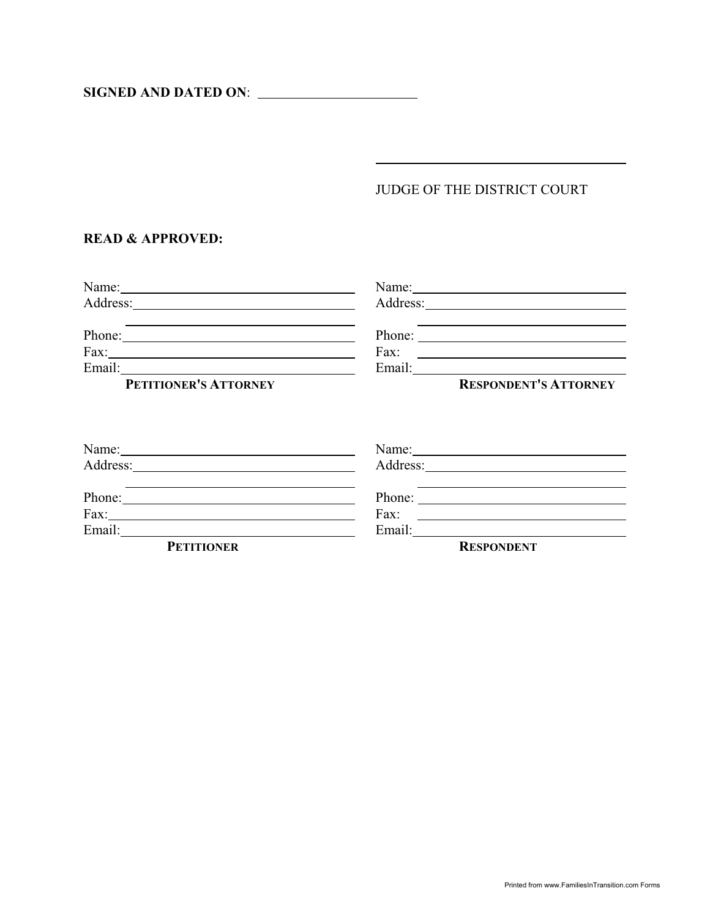**SIGNED AND DATED ON**: ________________________

________________________________

JUDGE OF THE DISTRICT COURT

**READ & APPROVED:**

Name: ________________________________
Address: ______________________________
______________________________
Phone: ________________________________
Fax: __________________________________
Email: ________________________________
**PETITIONER'S ATTORNEY**

Name: ________________________________
Address: ______________________________
______________________________
Phone: ________________________________
Fax: __________________________________
Email: ________________________________
**RESPONDENT'S ATTORNEY**

Name: ________________________________
Address: ______________________________
______________________________
Phone: ________________________________
Fax: __________________________________
Email: ________________________________
**PETITIONER**

Name: ________________________________
Address: ______________________________
______________________________
Phone: ________________________________
Fax: __________________________________
Email: ________________________________
**RESPONDENT**

Printed from www.FamiliesInTransition.com Forms